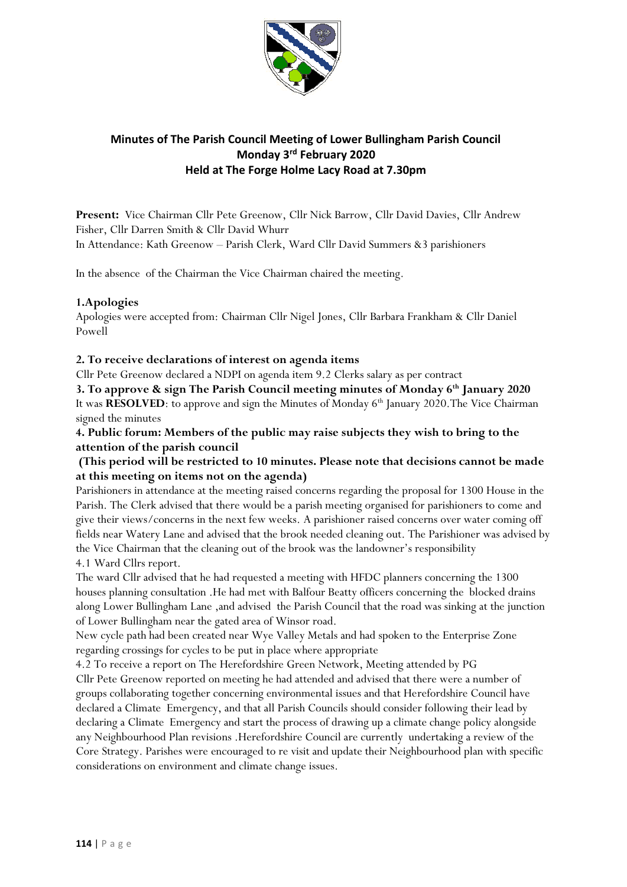# Minutes of The Parish Council Meeting of Lower Bullingham Parish Council
## Monday 3rd February 2020
## Held at The Forge Holme Lacy Road at 7.30pm

**Present:** Vice Chairman Cllr Pete Greenow, Cllr Nick Barrow, Cllr David Davies, Cllr Andrew Fisher, Cllr Darren Smith & Cllr David Whurr
In Attendance: Kath Greenow – Parish Clerk, Ward Cllr David Summers &3 parishioners

In the absence of the Chairman the Vice Chairman chaired the meeting.

**1.Apologies**

Apologies were accepted from: Chairman Cllr Nigel Jones, Cllr Barbara Frankham & Cllr Daniel Powell

**2. To receive declarations of interest on agenda items**

Cllr Pete Greenow declared a NDPI on agenda item 9.2 Clerks salary as per contract

**3. To approve & sign The Parish Council meeting minutes of Monday 6th January 2020**

It was **RESOLVED**: to approve and sign the Minutes of Monday 6th January 2020.The Vice Chairman signed the minutes

**4. Public forum: Members of the public may raise subjects they wish to bring to the attention of the parish council**

**(This period will be restricted to 10 minutes. Please note that decisions cannot be made at this meeting on items not on the agenda)**

Parishioners in attendance at the meeting raised concerns regarding the proposal for 1300 House in the Parish. The Clerk advised that there would be a parish meeting organised for parishioners to come and give their views/concerns in the next few weeks. A parishioner raised concerns over water coming off fields near Watery Lane and advised that the brook needed cleaning out. The Parishioner was advised by the Vice Chairman that the cleaning out of the brook was the landowner's responsibility

4.1 Ward Cllrs report.

The ward Cllr advised that he had requested a meeting with HFDC planners concerning the 1300 houses planning consultation .He had met with Balfour Beatty officers concerning the blocked drains along Lower Bullingham Lane ,and advised the Parish Council that the road was sinking at the junction of Lower Bullingham near the gated area of Winsor road.

New cycle path had been created near Wye Valley Metals and had spoken to the Enterprise Zone regarding crossings for cycles to be put in place where appropriate

4.2 To receive a report on The Herefordshire Green Network, Meeting attended by PG

Cllr Pete Greenow reported on meeting he had attended and advised that there were a number of groups collaborating together concerning environmental issues and that Herefordshire Council have declared a Climate Emergency, and that all Parish Councils should consider following their lead by declaring a Climate Emergency and start the process of drawing up a climate change policy alongside any Neighbourhood Plan revisions .Herefordshire Council are currently undertaking a review of the Core Strategy. Parishes were encouraged to re visit and update their Neighbourhood plan with specific considerations on environment and climate change issues.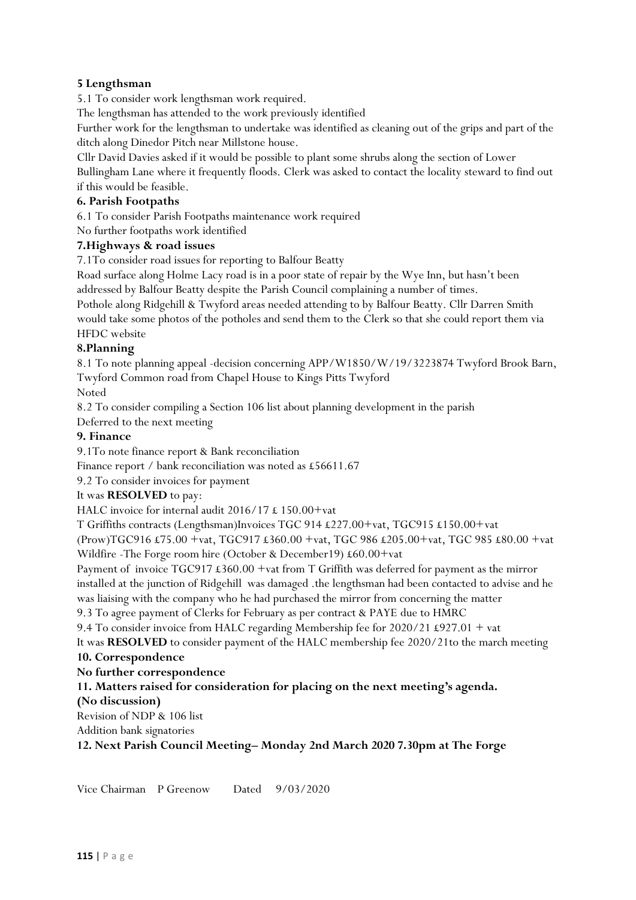**5 Lengthsman**

5.1 To consider work lengthsman work required.

The lengthsman has attended to the work previously identified

Further work for the lengthsman to undertake was identified as cleaning out of the grips and part of the ditch along Dinedor Pitch near Millstone house.

Cllr David Davies asked if it would be possible to plant some shrubs along the section of Lower Bullingham Lane where it frequently floods. Clerk was asked to contact the locality steward to find out if this would be feasible.

**6. Parish Footpaths**

6.1 To consider Parish Footpaths maintenance work required

No further footpaths work identified

**7.Highways & road issues**

7.1To consider road issues for reporting to Balfour Beatty

Road surface along Holme Lacy road is in a poor state of repair by the Wye Inn, but hasn't been addressed by Balfour Beatty despite the Parish Council complaining a number of times.

Pothole along Ridgehill & Twyford areas needed attending to by Balfour Beatty. Cllr Darren Smith would take some photos of the potholes and send them to the Clerk so that she could report them via HFDC website

**8.Planning**

8.1 To note planning appeal -decision concerning APP/W1850/W/19/3223874 Twyford Brook Barn, Twyford Common road from Chapel House to Kings Pitts Twyford

Noted

8.2 To consider compiling a Section 106 list about planning development in the parish

Deferred to the next meeting

**9. Finance**

9.1To note finance report & Bank reconciliation

Finance report / bank reconciliation was noted as £56611.67

9.2 To consider invoices for payment

It was **RESOLVED** to pay:

HALC invoice for internal audit 2016/17 £ 150.00+vat

T Griffiths contracts (Lengthsman)Invoices TGC 914 £227.00+vat, TGC915 £150.00+vat

(Prow)TGC916 £75.00 +vat, TGC917 £360.00 +vat, TGC 986 £205.00+vat, TGC 985 £80.00 +vat

Wildfire -The Forge room hire (October & December19) £60.00+vat

Payment of invoice TGC917 £360.00 +vat from T Griffith was deferred for payment as the mirror installed at the junction of Ridgehill was damaged .the lengthsman had been contacted to advise and he was liaising with the company who he had purchased the mirror from concerning the matter

9.3 To agree payment of Clerks for February as per contract & PAYE due to HMRC

9.4 To consider invoice from HALC regarding Membership fee for 2020/21 £927.01 + vat

It was **RESOLVED** to consider payment of the HALC membership fee 2020/21to the march meeting

**10. Correspondence**

**No further correspondence**

**11. Matters raised for consideration for placing on the next meeting's agenda.**

**(No discussion)**

Revision of NDP & 106 list

Addition bank signatories

**12. Next Parish Council Meeting– Monday 2nd March 2020 7.30pm at The Forge**

Vice Chairman P Greenow Dated 9/03/2020